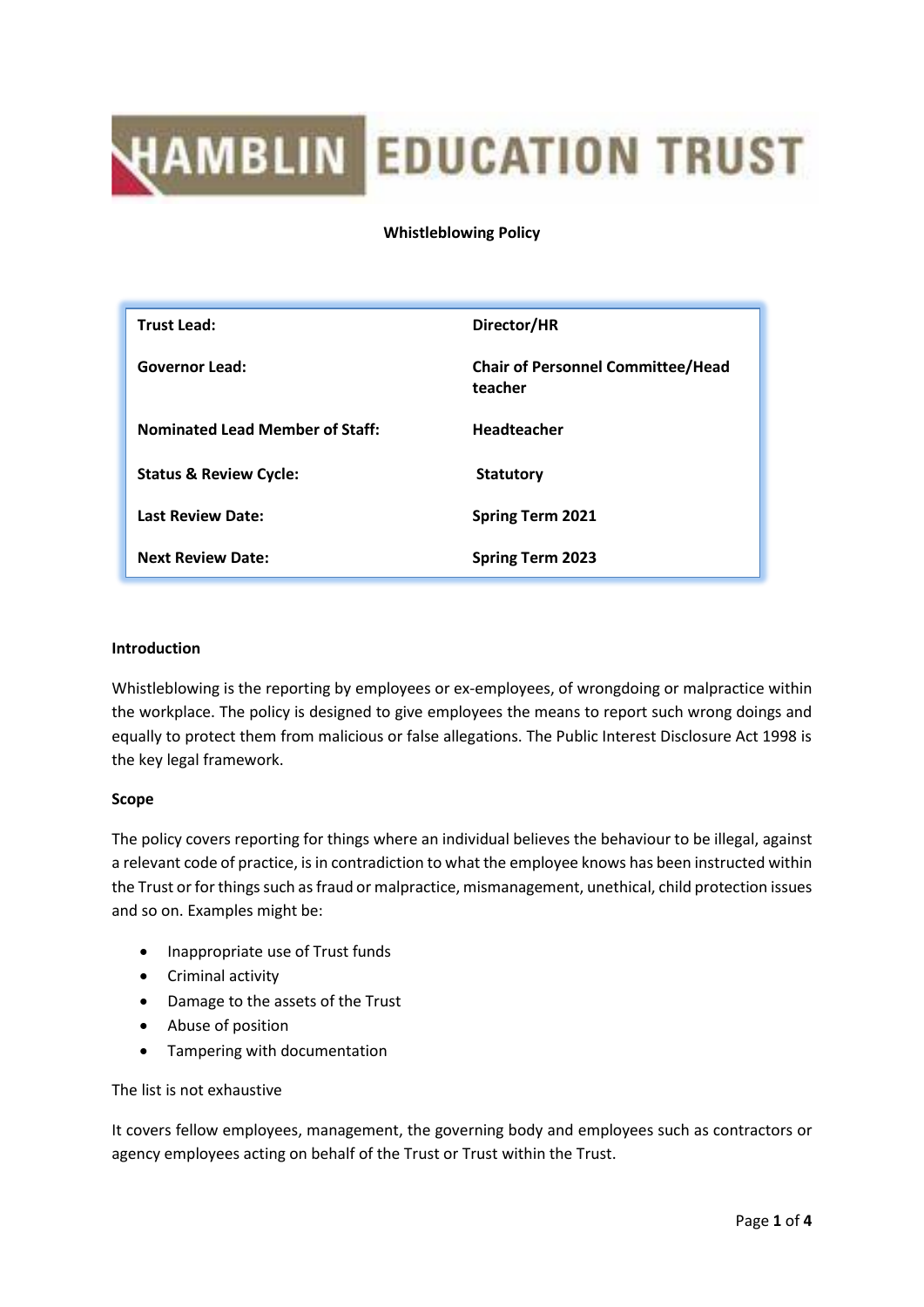# HAMBLIN EDUCATION TRUST

**Whistleblowing Policy**

| | |
|---|---|
| **Trust Lead:** | **Director/HR** |
| **Governor Lead:** | **Chair of Personnel Committee/Head teacher** |
| **Nominated Lead Member of Staff:** | **Headteacher** |
| **Status & Review Cycle:** | **Statutory** |
| **Last Review Date:** | **Spring Term 2021** |
| **Next Review Date:** | **Spring Term 2023** |

**Introduction**

Whistleblowing is the reporting by employees or ex-employees, of wrongdoing or malpractice within the workplace. The policy is designed to give employees the means to report such wrong doings and equally to protect them from malicious or false allegations. The Public Interest Disclosure Act 1998 is the key legal framework.

**Scope**

The policy covers reporting for things where an individual believes the behaviour to be illegal, against a relevant code of practice, is in contradiction to what the employee knows has been instructed within the Trust or for things such as fraud or malpractice, mismanagement, unethical, child protection issues and so on. Examples might be:

- Inappropriate use of Trust funds
- Criminal activity
- Damage to the assets of the Trust
- Abuse of position
- Tampering with documentation

The list is not exhaustive

It covers fellow employees, management, the governing body and employees such as contractors or agency employees acting on behalf of the Trust or Trust within the Trust.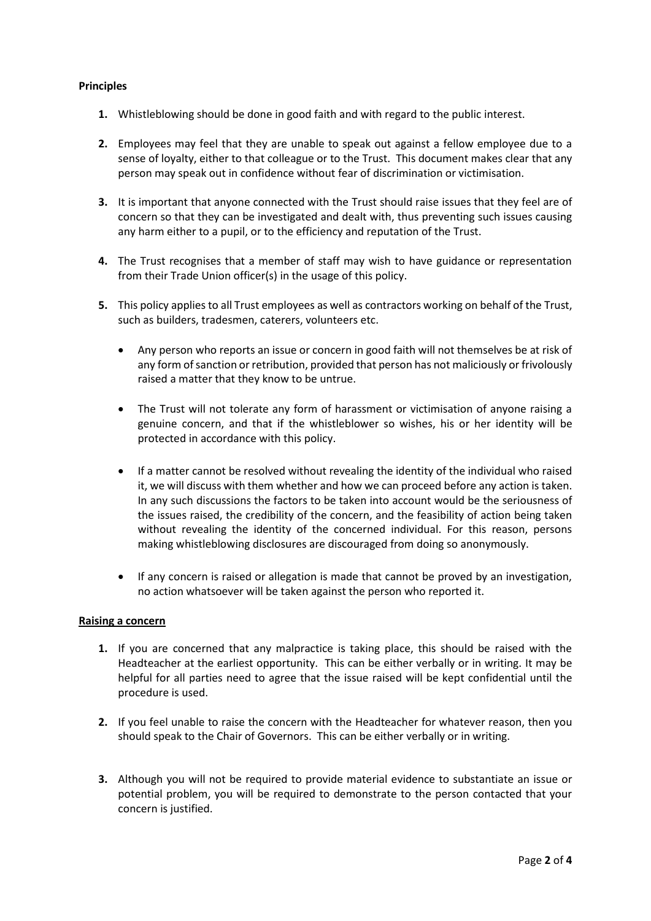**Principles**

1. Whistleblowing should be done in good faith and with regard to the public interest.

2. Employees may feel that they are unable to speak out against a fellow employee due to a sense of loyalty, either to that colleague or to the Trust. This document makes clear that any person may speak out in confidence without fear of discrimination or victimisation.

3. It is important that anyone connected with the Trust should raise issues that they feel are of concern so that they can be investigated and dealt with, thus preventing such issues causing any harm either to a pupil, or to the efficiency and reputation of the Trust.

4. The Trust recognises that a member of staff may wish to have guidance or representation from their Trade Union officer(s) in the usage of this policy.

5. This policy applies to all Trust employees as well as contractors working on behalf of the Trust, such as builders, tradesmen, caterers, volunteers etc.

   - Any person who reports an issue or concern in good faith will not themselves be at risk of any form of sanction or retribution, provided that person has not maliciously or frivolously raised a matter that they know to be untrue.

   - The Trust will not tolerate any form of harassment or victimisation of anyone raising a genuine concern, and that if the whistleblower so wishes, his or her identity will be protected in accordance with this policy.

   - If a matter cannot be resolved without revealing the identity of the individual who raised it, we will discuss with them whether and how we can proceed before any action is taken. In any such discussions the factors to be taken into account would be the seriousness of the issues raised, the credibility of the concern, and the feasibility of action being taken without revealing the identity of the concerned individual. For this reason, persons making whistleblowing disclosures are discouraged from doing so anonymously.

   - If any concern is raised or allegation is made that cannot be proved by an investigation, no action whatsoever will be taken against the person who reported it.

**Raising a concern**

1. If you are concerned that any malpractice is taking place, this should be raised with the Headteacher at the earliest opportunity. This can be either verbally or in writing. It may be helpful for all parties need to agree that the issue raised will be kept confidential until the procedure is used.

2. If you feel unable to raise the concern with the Headteacher for whatever reason, then you should speak to the Chair of Governors. This can be either verbally or in writing.

3. Although you will not be required to provide material evidence to substantiate an issue or potential problem, you will be required to demonstrate to the person contacted that your concern is justified.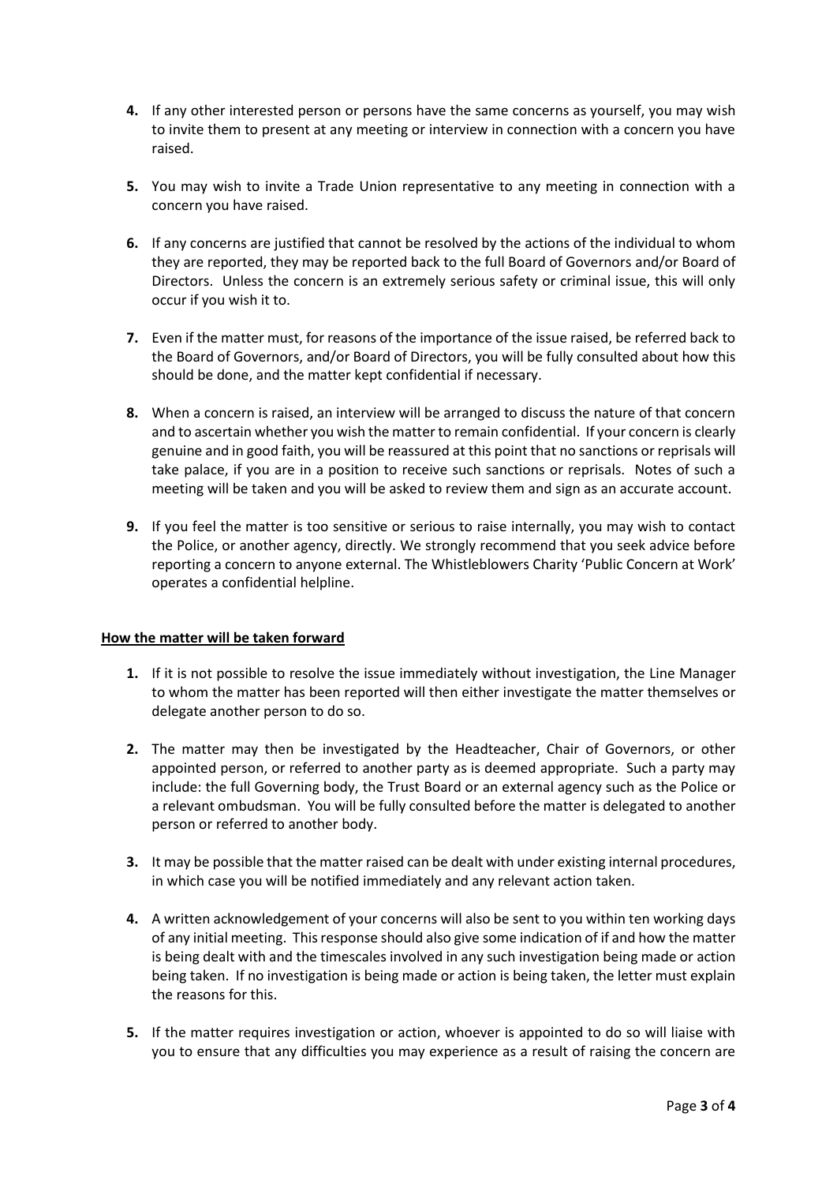4. If any other interested person or persons have the same concerns as yourself, you may wish to invite them to present at any meeting or interview in connection with a concern you have raised.

5. You may wish to invite a Trade Union representative to any meeting in connection with a concern you have raised.

6. If any concerns are justified that cannot be resolved by the actions of the individual to whom they are reported, they may be reported back to the full Board of Governors and/or Board of Directors. Unless the concern is an extremely serious safety or criminal issue, this will only occur if you wish it to.

7. Even if the matter must, for reasons of the importance of the issue raised, be referred back to the Board of Governors, and/or Board of Directors, you will be fully consulted about how this should be done, and the matter kept confidential if necessary.

8. When a concern is raised, an interview will be arranged to discuss the nature of that concern and to ascertain whether you wish the matter to remain confidential. If your concern is clearly genuine and in good faith, you will be reassured at this point that no sanctions or reprisals will take palace, if you are in a position to receive such sanctions or reprisals. Notes of such a meeting will be taken and you will be asked to review them and sign as an accurate account.

9. If you feel the matter is too sensitive or serious to raise internally, you may wish to contact the Police, or another agency, directly. We strongly recommend that you seek advice before reporting a concern to anyone external. The Whistleblowers Charity 'Public Concern at Work' operates a confidential helpline.

**How the matter will be taken forward**

1. If it is not possible to resolve the issue immediately without investigation, the Line Manager to whom the matter has been reported will then either investigate the matter themselves or delegate another person to do so.

2. The matter may then be investigated by the Headteacher, Chair of Governors, or other appointed person, or referred to another party as is deemed appropriate. Such a party may include: the full Governing body, the Trust Board or an external agency such as the Police or a relevant ombudsman. You will be fully consulted before the matter is delegated to another person or referred to another body.

3. It may be possible that the matter raised can be dealt with under existing internal procedures, in which case you will be notified immediately and any relevant action taken.

4. A written acknowledgement of your concerns will also be sent to you within ten working days of any initial meeting. This response should also give some indication of if and how the matter is being dealt with and the timescales involved in any such investigation being made or action being taken. If no investigation is being made or action is being taken, the letter must explain the reasons for this.

5. If the matter requires investigation or action, whoever is appointed to do so will liaise with you to ensure that any difficulties you may experience as a result of raising the concern are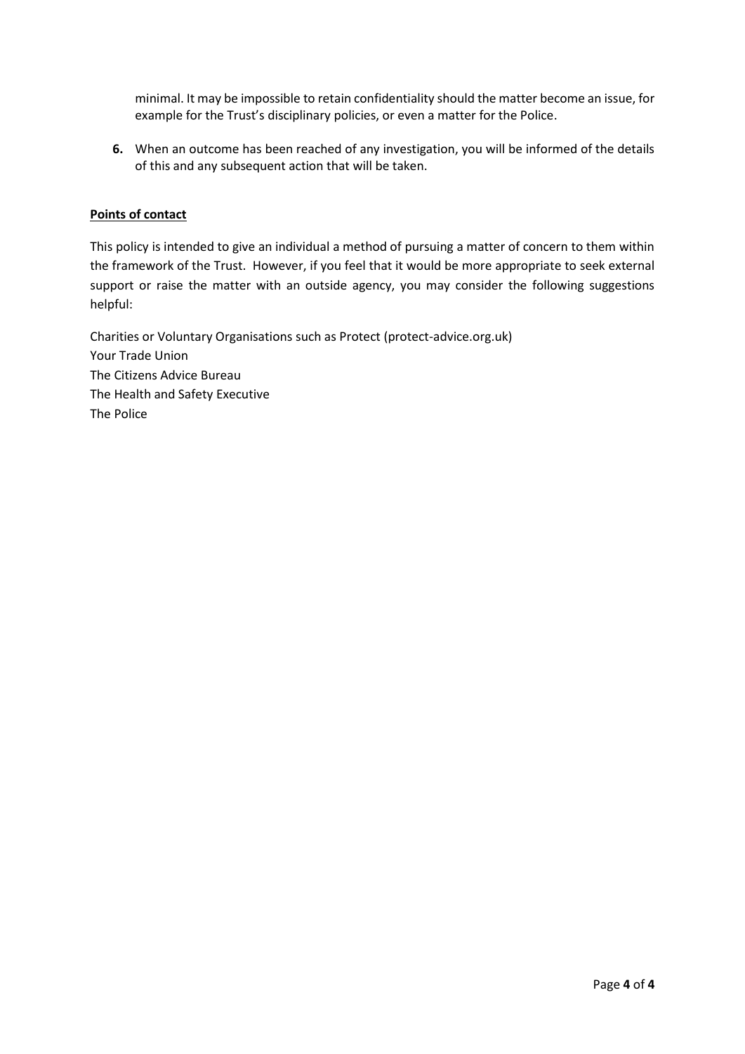minimal. It may be impossible to retain confidentiality should the matter become an issue, for example for the Trust's disciplinary policies, or even a matter for the Police.

6. When an outcome has been reached of any investigation, you will be informed of the details of this and any subsequent action that will be taken.

**Points of contact**

This policy is intended to give an individual a method of pursuing a matter of concern to them within the framework of the Trust. However, if you feel that it would be more appropriate to seek external support or raise the matter with an outside agency, you may consider the following suggestions helpful:

Charities or Voluntary Organisations such as Protect (protect-advice.org.uk)
Your Trade Union
The Citizens Advice Bureau
The Health and Safety Executive
The Police